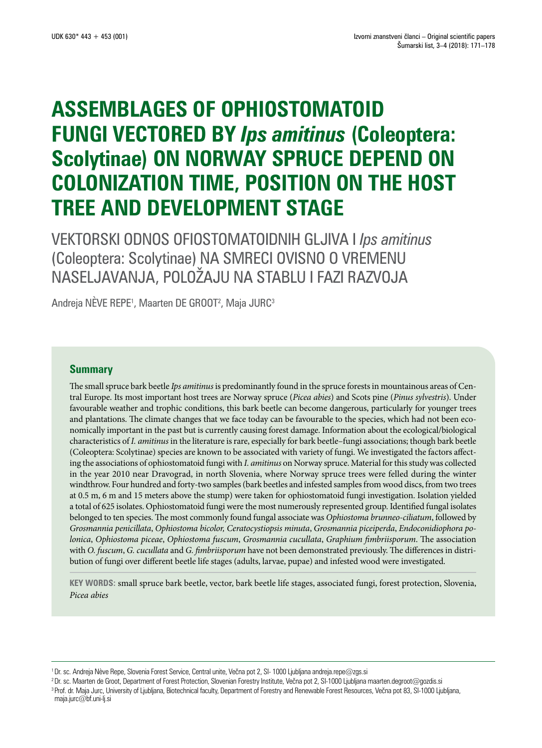UDK 630* 443 + 453 (001)

Izvorni znanstveni članci – Original scientific papers

# ASSEMBLAGES OF OPHIOSTOMATOID FUNGI VECTORED BY *Ips amitinus* (Coleoptera: Scolytinae) ON NORWAY SPRUCE DEPEND ON COLONIZATION TIME, POSITION ON THE HOST TREE AND DEVELOPMENT STAGE

## VEKTORSKI ODNOS OFIOSTOMATOIDNIH GLJIVA I *Ips amitinus* (Coleoptera: Scolytinae) NA SMRECI OVISNO O VREMENU NASELJAVANJA, POLOŽAJU NA STABLU I FAZI RAZVOJA

Andreja NÈVE REPE[1], Maarten DE GROOT[2], Maja JURC[3]

### Summary

The small spruce bark beetle *Ips amitinus* is predominantly found in the spruce forests in mountainous areas of Central Europe. Its most important host trees are Norway spruce (*Picea abies*) and Scots pine (*Pinus sylvestris*). Under favourable weather and trophic conditions, this bark beetle can become dangerous, particularly for younger trees and plantations. The climate changes that we face today can be favourable to the species, which had not been economically important in the past but is currently causing forest damage. Information about the ecological/biological characteristics of *I. amitinus* in the literature is rare, especially for bark beetle–fungi associations; though bark beetle (Coleoptera: Scolytinae) species are known to be associated with variety of fungi. We investigated the factors affecting the associations of ophiostomatoid fungi with *I. amitinus* on Norway spruce. Material for this study was collected in the year 2010 near Dravograd, in north Slovenia, where Norway spruce trees were felled during the winter windthrow. Four hundred and forty-two samples (bark beetles and infested samples from wood discs, from two trees at 0.5 m, 6 m and 15 meters above the stump) were taken for ophiostomatoid fungi investigation. Isolation yielded a total of 625 isolates. Ophiostomatoid fungi were the most numerously represented group. Identified fungal isolates belonged to ten species. The most commonly found fungal associate was *Ophiostoma brunneo-ciliatum*, followed by *Grosmannia penicillata*, *Ophiostoma bicolor*, *Ceratocystiopsis minuta*, *Grosmannia piceiperda*, *Endoconidiophora polonica*, *Ophiostoma piceae*, *Ophiostoma fuscum*, *Grosmannia cucullata*, *Graphium fimbriisporum*. The association with *O. fuscum*, *G. cucullata* and *G. fimbriisporum* have not been demonstrated previously. The differences in distribution of fungi over different beetle life stages (adults, larvae, pupae) and infested wood were investigated.

**KEY WORDS:** small spruce bark beetle, vector, bark beetle life stages, associated fungi, forest protection, Slovenia, *Picea abies*

---

[1] Dr. sc. Andreja Nève Repe, Slovenia Forest Service, Central unite, Večna pot 2, SI- 1000 Ljubljana andreja.repe@zgs.si

[2] Dr. sc. Maarten de Groot, Department of Forest Protection, Slovenian Forestry Institute, Večna pot 2, SI-1000 Ljubljana maarten.degroot@gozdis.si

[3] Prof. dr. Maja Jurc, University of Ljubljana, Biotechnical faculty, Department of Forestry and Renewable Forest Resources, Večna pot 83, SI-1000 Ljubljana, maja.jurc@bf.uni-lj.si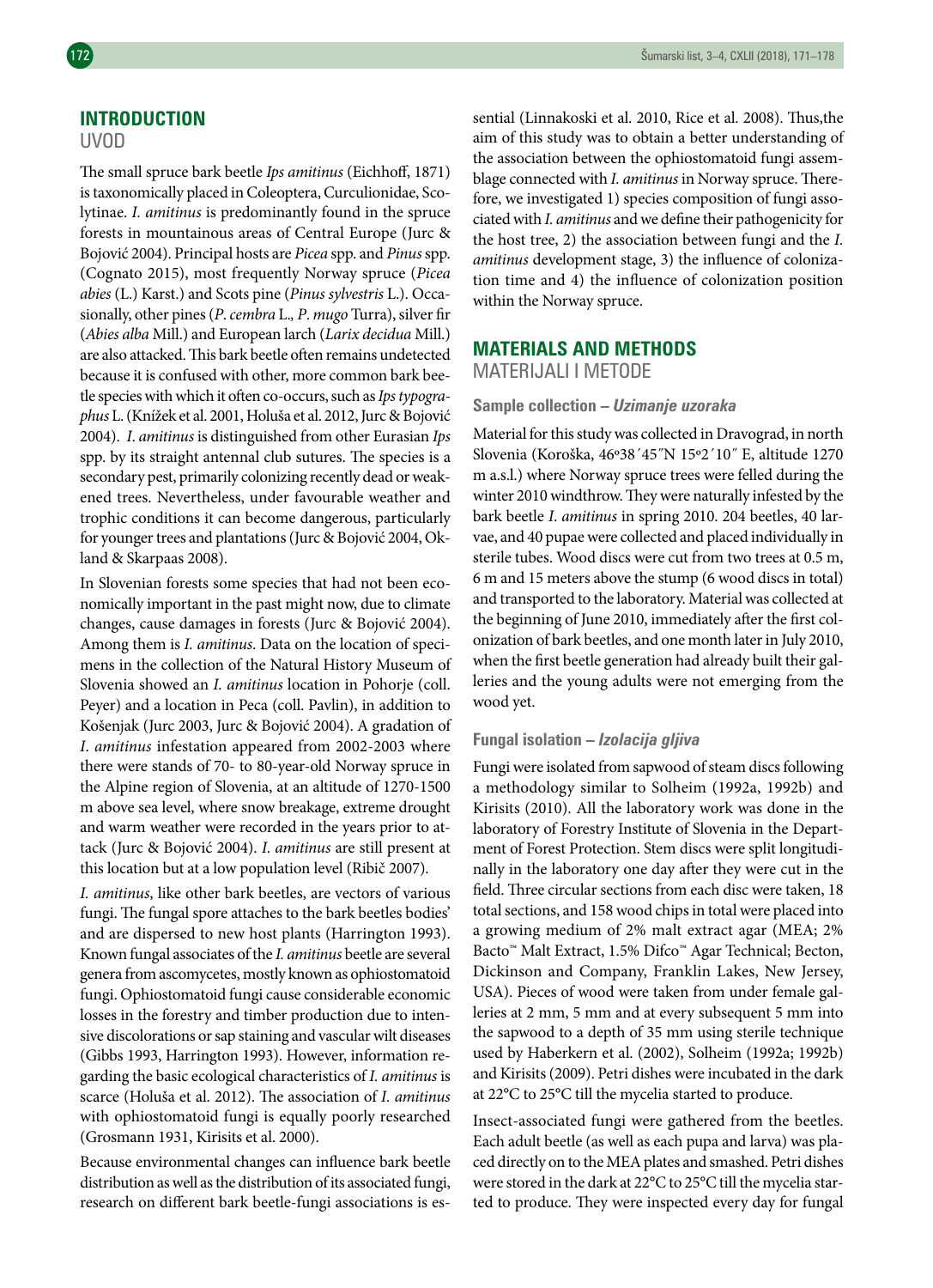## INTRODUCTION
UVOD

The small spruce bark beetle *Ips amitinus* (Eichhoff, 1871) is taxonomically placed in Coleoptera, Curculionidae, Scolytinae. *I. amitinus* is predominantly found in the spruce forests in mountainous areas of Central Europe (Jurc & Bojović 2004). Principal hosts are *Picea* spp. and *Pinus* spp. (Cognato 2015), most frequently Norway spruce (*Picea abies* (L.) Karst.) and Scots pine (*Pinus sylvestris* L.). Occasionally, other pines (*P. cembra* L.*, P. mugo* Turra), silver fir (*Abies alba* Mill.) and European larch (*Larix decidua* Mill.) are also attacked. This bark beetle often remains undetected because it is confused with other, more common bark beetle species with which it often co-occurs, such as *Ips typographus* L. (Knížek et al. 2001, Holuša et al. 2012, Jurc & Bojović 2004). *I. amitinus* is distinguished from other Eurasian *Ips* spp. by its straight antennal club sutures. The species is a secondary pest, primarily colonizing recently dead or weakened trees. Nevertheless, under favourable weather and trophic conditions it can become dangerous, particularly for younger trees and plantations (Jurc & Bojović 2004, Okland & Skarpaas 2008).

In Slovenian forests some species that had not been economically important in the past might now, due to climate changes, cause damages in forests (Jurc & Bojović 2004). Among them is *I. amitinus*. Data on the location of specimens in the collection of the Natural History Museum of Slovenia showed an *I. amitinus* location in Pohorje (coll. Peyer) and a location in Peca (coll. Pavlin), in addition to Košenjak (Jurc 2003, Jurc & Bojović 2004). A gradation of *I. amitinus* infestation appeared from 2002-2003 where there were stands of 70- to 80-year-old Norway spruce in the Alpine region of Slovenia, at an altitude of 1270-1500 m above sea level, where snow breakage, extreme drought and warm weather were recorded in the years prior to attack (Jurc & Bojović 2004). *I. amitinus* are still present at this location but at a low population level (Ribič 2007).

*I. amitinus*, like other bark beetles, are vectors of various fungi. The fungal spore attaches to the bark beetles bodies' and are dispersed to new host plants (Harrington 1993). Known fungal associates of the *I. amitinus* beetle are several genera from ascomycetes, mostly known as ophiostomatoid fungi. Ophiostomatoid fungi cause considerable economic losses in the forestry and timber production due to intensive discolorations or sap staining and vascular wilt diseases (Gibbs 1993, Harrington 1993). However, information regarding the basic ecological characteristics of *I. amitinus* is scarce (Holuša et al. 2012). The association of *I. amitinus* with ophiostomatoid fungi is equally poorly researched (Grosmann 1931, Kirisits et al. 2000).

Because environmental changes can influence bark beetle distribution as well as the distribution of its associated fungi, research on different bark beetle-fungi associations is essential (Linnakoski et al. 2010, Rice et al. 2008). Thus,the aim of this study was to obtain a better understanding of the association between the ophiostomatoid fungi assemblage connected with *I. amitinus* in Norway spruce. Therefore, we investigated 1) species composition of fungi associated with *I. amitinus* and we define their pathogenicity for the host tree, 2) the association between fungi and the *I. amitinus* development stage, 3) the influence of colonization time and 4) the influence of colonization position within the Norway spruce.

## MATERIALS AND METHODS
MATERIJALI I METODE

### Sample collection – *Uzimanje uzoraka*

Material for this study was collected in Dravograd, in north Slovenia (Koroška, 46º38´45˝N 15º2´10˝ E, altitude 1270 m a.s.l.) where Norway spruce trees were felled during the winter 2010 windthrow. They were naturally infested by the bark beetle *I. amitinus* in spring 2010. 204 beetles, 40 larvae, and 40 pupae were collected and placed individually in sterile tubes. Wood discs were cut from two trees at 0.5 m, 6 m and 15 meters above the stump (6 wood discs in total) and transported to the laboratory. Material was collected at the beginning of June 2010, immediately after the first colonization of bark beetles, and one month later in July 2010, when the first beetle generation had already built their galleries and the young adults were not emerging from the wood yet.

### Fungal isolation – *Izolacija gljiva*

Fungi were isolated from sapwood of steam discs following a methodology similar to Solheim (1992a, 1992b) and Kirisits (2010). All the laboratory work was done in the laboratory of Forestry Institute of Slovenia in the Department of Forest Protection. Stem discs were split longitudinally in the laboratory one day after they were cut in the field. Three circular sections from each disc were taken, 18 total sections, and 158 wood chips in total were placed into a growing medium of 2% malt extract agar (MEA; 2% Bacto™ Malt Extract, 1.5% Difco™ Agar Technical; Becton, Dickinson and Company, Franklin Lakes, New Jersey, USA). Pieces of wood were taken from under female galleries at 2 mm, 5 mm and at every subsequent 5 mm into the sapwood to a depth of 35 mm using sterile technique used by Haberkern et al. (2002), Solheim (1992a; 1992b) and Kirisits (2009). Petri dishes were incubated in the dark at 22°C to 25°C till the mycelia started to produce.

Insect-associated fungi were gathered from the beetles. Each adult beetle (as well as each pupa and larva) was placed directly on to the MEA plates and smashed. Petri dishes were stored in the dark at 22°C to 25°C till the mycelia started to produce. They were inspected every day for fungal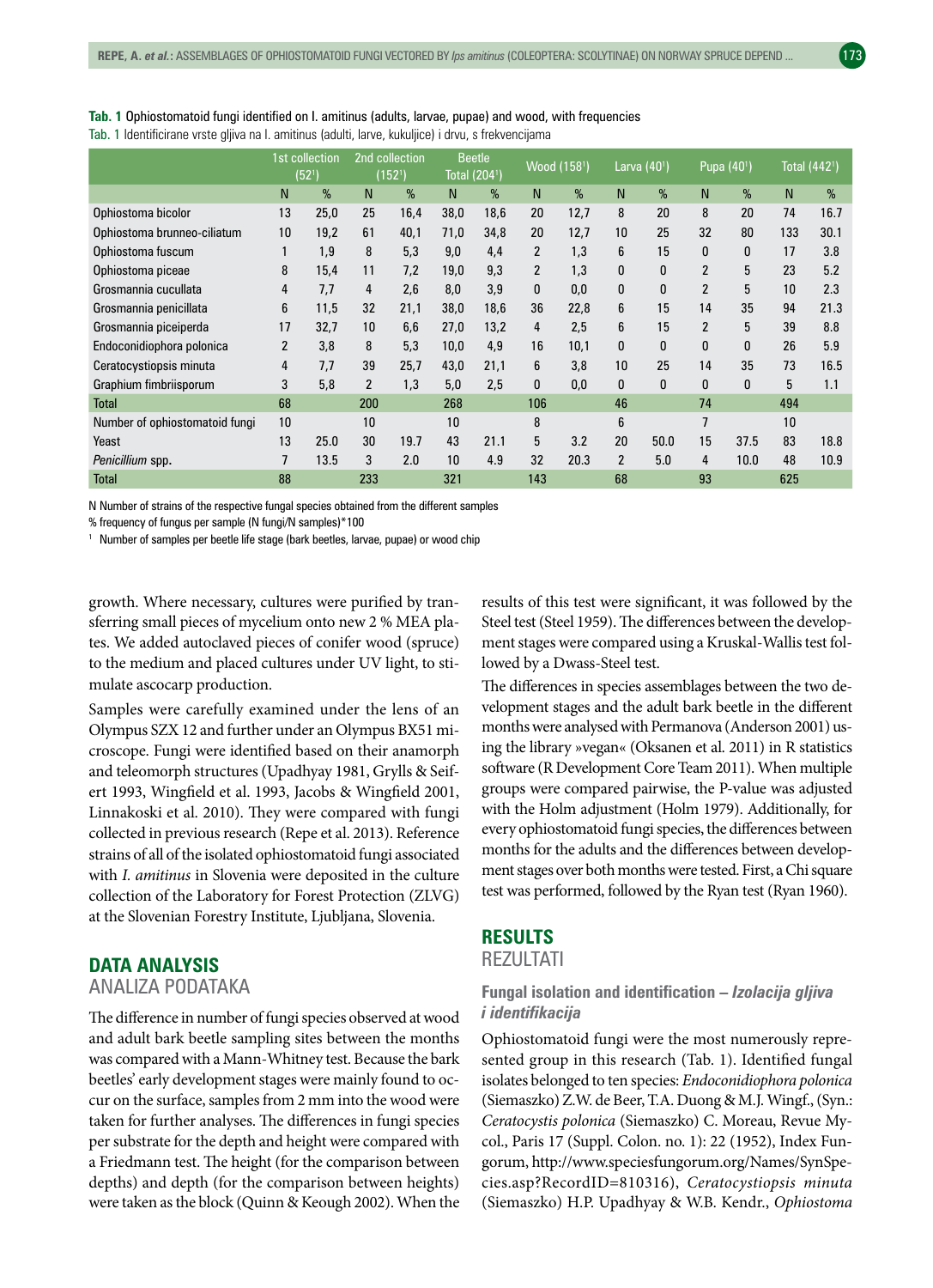**Tab. 1** Ophiostomatoid fungi identified on I. amitinus (adults, larvae, pupae) and wood, with frequencies

Tab. 1 Identificirane vrste gljiva na I. amitinus (adulti, larve, kukuljice) i drvu, s frekvencijama

| | 1st collection (52[1]) | | 2nd collection (152[1]) | | Beetle Total (204[1]) | | Wood (158[1]) | | Larva (40[1]) | | Pupa (40[1]) | | Total (442[1]) | |
|---|---|---|---|---|---|---|---|---|---|---|---|---|---|---|
| | N | % | N | % | N | % | N | % | N | % | N | % | N | % |
| Ophiostoma bicolor | 13 | 25,0 | 25 | 16,4 | 38,0 | 18,6 | 20 | 12,7 | 8 | 20 | 8 | 20 | 74 | 16.7 |
| Ophiostoma brunneo-ciliatum | 10 | 19,2 | 61 | 40,1 | 71,0 | 34,8 | 20 | 12,7 | 10 | 25 | 32 | 80 | 133 | 30.1 |
| Ophiostoma fuscum | 1 | 1,9 | 8 | 5,3 | 9,0 | 4,4 | 2 | 1,3 | 6 | 15 | 0 | 0 | 17 | 3.8 |
| Ophiostoma piceae | 8 | 15,4 | 11 | 7,2 | 19,0 | 9,3 | 2 | 1,3 | 0 | 0 | 2 | 5 | 23 | 5.2 |
| Grosmannia cucullata | 4 | 7,7 | 4 | 2,6 | 8,0 | 3,9 | 0 | 0,0 | 0 | 0 | 2 | 5 | 10 | 2.3 |
| Grosmannia penicillata | 6 | 11,5 | 32 | 21,1 | 38,0 | 18,6 | 36 | 22,8 | 6 | 15 | 14 | 35 | 94 | 21.3 |
| Grosmannia piceiperda | 17 | 32,7 | 10 | 6,6 | 27,0 | 13,2 | 4 | 2,5 | 6 | 15 | 2 | 5 | 39 | 8.8 |
| Endoconidiophora polonica | 2 | 3,8 | 8 | 5,3 | 10,0 | 4,9 | 16 | 10,1 | 0 | 0 | 0 | 0 | 26 | 5.9 |
| Ceratocystiopsis minuta | 4 | 7,7 | 39 | 25,7 | 43,0 | 21,1 | 6 | 3,8 | 10 | 25 | 14 | 35 | 73 | 16.5 |
| Graphium fimbriisporum | 3 | 5,8 | 2 | 1,3 | 5,0 | 2,5 | 0 | 0,0 | 0 | 0 | 0 | 0 | 5 | 1.1 |
| Total | 68 | | 200 | | 268 | | 106 | | 46 | | 74 | | 494 | |
| Number of ophiostomatoid fungi | 10 | | 10 | | 10 | | 8 | | 6 | | 7 | | 10 | |
| Yeast | 13 | 25.0 | 30 | 19.7 | 43 | 21.1 | 5 | 3.2 | 20 | 50.0 | 15 | 37.5 | 83 | 18.8 |
| *Penicillium* spp. | 7 | 13.5 | 3 | 2.0 | 10 | 4.9 | 32 | 20.3 | 2 | 5.0 | 4 | 10.0 | 48 | 10.9 |
| Total | 88 | | 233 | | 321 | | 143 | | 68 | | 93 | | 625 | |

N Number of strains of the respective fungal species obtained from the different samples

% frequency of fungus per sample (N fungi/N samples)*100

[1] Number of samples per beetle life stage (bark beetles, larvae, pupae) or wood chip

growth. Where necessary, cultures were purified by transferring small pieces of mycelium onto new 2 % MEA plates. We added autoclaved pieces of conifer wood (spruce) to the medium and placed cultures under UV light, to stimulate ascocarp production.

Samples were carefully examined under the lens of an Olympus SZX 12 and further under an Olympus BX51 microscope. Fungi were identified based on their anamorph and teleomorph structures (Upadhyay 1981, Grylls & Seifert 1993, Wingfield et al. 1993, Jacobs & Wingfield 2001, Linnakoski et al. 2010). They were compared with fungi collected in previous research (Repe et al. 2013). Reference strains of all of the isolated ophiostomatoid fungi associated with *I. amitinus* in Slovenia were deposited in the culture collection of the Laboratory for Forest Protection (ZLVG) at the Slovenian Forestry Institute, Ljubljana, Slovenia.

## DATA ANALYSIS
## ANALIZA PODATAKA

The difference in number of fungi species observed at wood and adult bark beetle sampling sites between the months was compared with a Mann-Whitney test. Because the bark beetles' early development stages were mainly found to occur on the surface, samples from 2 mm into the wood were taken for further analyses. The differences in fungi species per substrate for the depth and height were compared with a Friedmann test. The height (for the comparison between depths) and depth (for the comparison between heights) were taken as the block (Quinn & Keough 2002). When the results of this test were significant, it was followed by the Steel test (Steel 1959). The differences between the development stages were compared using a Kruskal-Wallis test followed by a Dwass-Steel test.

The differences in species assemblages between the two development stages and the adult bark beetle in the different months were analysed with Permanova (Anderson 2001) using the library »vegan« (Oksanen et al. 2011) in R statistics software (R Development Core Team 2011). When multiple groups were compared pairwise, the P-value was adjusted with the Holm adjustment (Holm 1979). Additionally, for every ophiostomatoid fungi species, the differences between months for the adults and the differences between development stages over both months were tested. First, a Chi square test was performed, followed by the Ryan test (Ryan 1960).

## RESULTS
## REZULTATI

### Fungal isolation and identification – *Izolacija gljiva i identifikacija*

Ophiostomatoid fungi were the most numerously represented group in this research (Tab. 1). Identified fungal isolates belonged to ten species: *Endoconidiophora polonica* (Siemaszko) Z.W. de Beer, T.A. Duong & M.J. Wingf., (Syn.: *Ceratocystis polonica* (Siemaszko) C. Moreau, Revue Mycol., Paris 17 (Suppl. Colon. no. 1): 22 (1952), Index Fungorum, http://www.speciesfungorum.org/Names/SynSpecies.asp?RecordID=810316), *Ceratocystiopsis minuta* (Siemaszko) H.P. Upadhyay & W.B. Kendr., *Ophiostoma*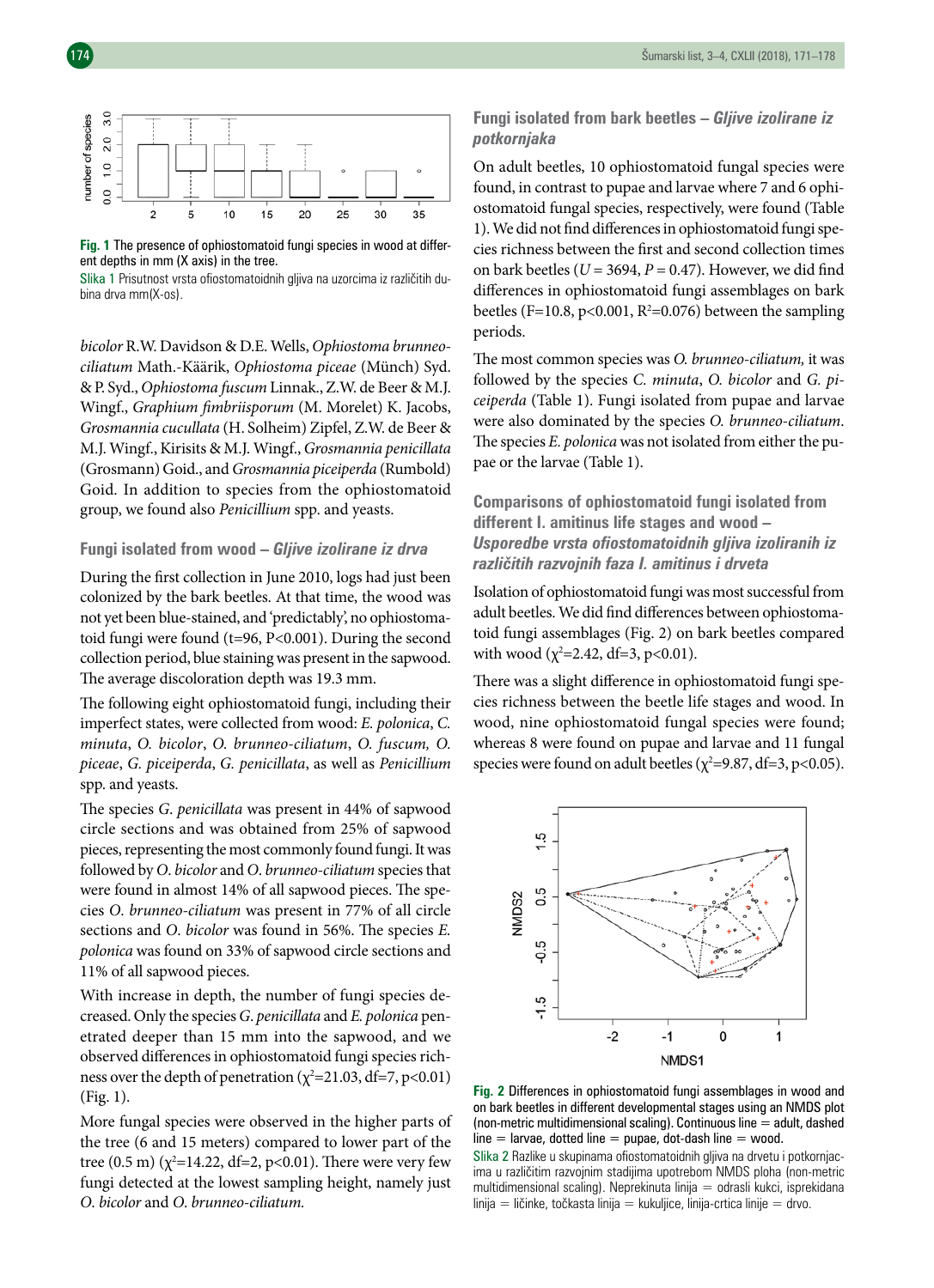Fig. 1 The presence of ophiostomatoid fungi species in wood at different depths in mm (X axis) in the tree.

Slika 1 Prisutnost vrsta ofiostomatoidnih gljiva na uzorcima iz različitih dubina drva mm(X-os).

*bicolor* R.W. Davidson & D.E. Wells, *Ophiostoma brunneo-ciliatum* Math.-Käärik, *Ophiostoma piceae* (Münch) Syd. & P. Syd., *Ophiostoma fuscum* Linnak., Z.W. de Beer & M.J. Wingf., *Graphium fimbriisporum* (M. Morelet) K. Jacobs, *Grosmannia cucullata* (H. Solheim) Zipfel, Z.W. de Beer & M.J. Wingf., Kirisits & M.J. Wingf., *Grosmannia penicillata* (Grosmann) Goid., and *Grosmannia piceiperda* (Rumbold) Goid. In addition to species from the ophiostomatoid group, we found also *Penicillium* spp. and yeasts.

### Fungi isolated from wood – *Gljive izolirane iz drva*

During the first collection in June 2010, logs had just been colonized by the bark beetles. At that time, the wood was not yet been blue-stained, and 'predictably', no ophiostomatoid fungi were found (t=96, P<0.001). During the second collection period, blue staining was present in the sapwood. The average discoloration depth was 19.3 mm.

The following eight ophiostomatoid fungi, including their imperfect states, were collected from wood: *E. polonica*, *C. minuta*, *O. bicolor*, *O. brunneo-ciliatum*, *O. fuscum, O. piceae*, *G. piceiperda*, *G. penicillata*, as well as *Penicillium* spp. and yeasts.

The species *G. penicillata* was present in 44% of sapwood circle sections and was obtained from 25% of sapwood pieces, representing the most commonly found fungi. It was followed by *O. bicolor* and *O. brunneo-ciliatum* species that were found in almost 14% of all sapwood pieces. The species *O. brunneo-ciliatum* was present in 77% of all circle sections and *O. bicolor* was found in 56%. The species *E. polonica* was found on 33% of sapwood circle sections and 11% of all sapwood pieces.

With increase in depth, the number of fungi species decreased. Only the species *G. penicillata* and *E. polonica* penetrated deeper than 15 mm into the sapwood, and we observed differences in ophiostomatoid fungi species richness over the depth of penetration ($\chi^2$=21.03, df=7, p<0.01) (Fig. 1).

More fungal species were observed in the higher parts of the tree (6 and 15 meters) compared to lower part of the tree (0.5 m) ($\chi^2$=14.22, df=2, p<0.01). There were very few fungi detected at the lowest sampling height, namely just *O. bicolor* and *O. brunneo-ciliatum.*

### Fungi isolated from bark beetles – *Gljive izolirane iz potkornjaka*

On adult beetles, 10 ophiostomatoid fungal species were found, in contrast to pupae and larvae where 7 and 6 ophiostomatoid fungal species, respectively, were found (Table 1). We did not find differences in ophiostomatoid fungi species richness between the first and second collection times on bark beetles ($U$ = 3694, $P$ = 0.47). However, we did find differences in ophiostomatoid fungi assemblages on bark beetles (F=10.8, p<0.001, $R^2$=0.076) between the sampling periods.

The most common species was *O. brunneo-ciliatum,* it was followed by the species *C. minuta*, *O. bicolor* and *G. piceiperda* (Table 1). Fungi isolated from pupae and larvae were also dominated by the species *O. brunneo-ciliatum*. The species *E. polonica* was not isolated from either the pupae or the larvae (Table 1).

### Comparisons of ophiostomatoid fungi isolated from different I. amitinus life stages and wood – *Usporedbe vrsta ofiostomatoidnih gljiva izoliranih iz različitih razvojnih faza I. amitinus i drveta*

Isolation of ophiostomatoid fungi was most successful from adult beetles. We did find differences between ophiostomatoid fungi assemblages (Fig. 2) on bark beetles compared with wood ($\chi^2$=2.42, df=3, p<0.01).

There was a slight difference in ophiostomatoid fungi species richness between the beetle life stages and wood. In wood, nine ophiostomatoid fungal species were found; whereas 8 were found on pupae and larvae and 11 fungal species were found on adult beetles ($\chi^2$=9.87, df=3, p<0.05).

Fig. 2 Differences in ophiostomatoid fungi assemblages in wood and on bark beetles in different developmental stages using an NMDS plot (non-metric multidimensional scaling). Continuous line = adult, dashed line = larvae, dotted line = pupae, dot-dash line = wood.

Slika 2 Razlike u skupinama ofiostomatoidnih gljiva na drvetu i potkornjacima u različitim razvojnim stadijima upotrebom NMDS ploha (non-metric multidimensional scaling). Neprekinuta linija = odrasli kukci, isprekidana linija = ličinke, točkasta linija = kukuljice, linija-crtica linije = drvo.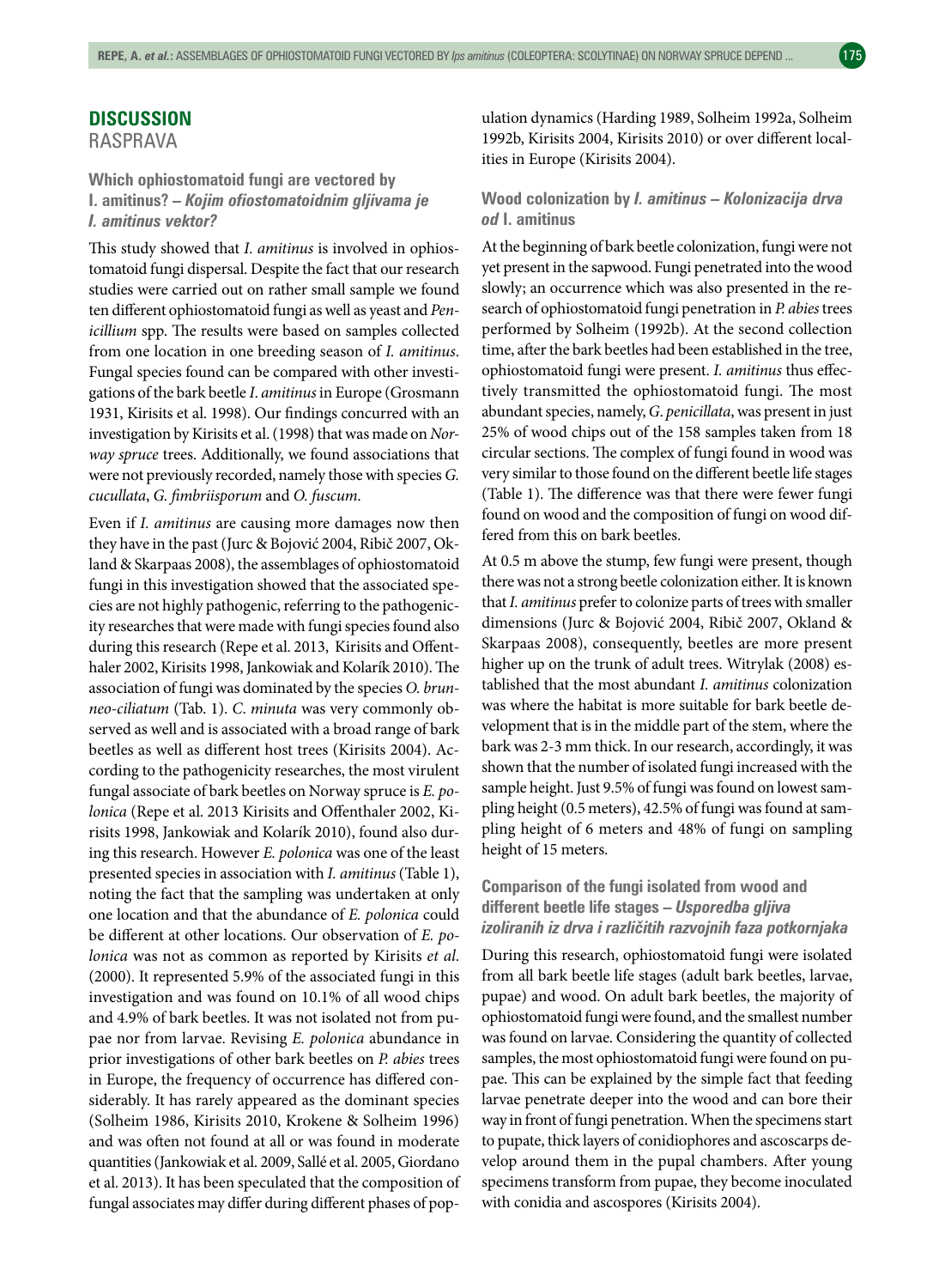## DISCUSSION
RASPRAVA

### Which ophiostomatoid fungi are vectored by I. amitinus? – *Kojim ofiostomatoidnim gljivama je I. amitinus vektor?*

This study showed that *I. amitinus* is involved in ophiostomatoid fungi dispersal. Despite the fact that our research studies were carried out on rather small sample we found ten different ophiostomatoid fungi as well as yeast and *Penicillium* spp. The results were based on samples collected from one location in one breeding season of *I. amitinus*. Fungal species found can be compared with other investigations of the bark beetle *I. amitinus* in Europe (Grosmann 1931, Kirisits et al. 1998). Our findings concurred with an investigation by Kirisits et al. (1998) that was made on *Norway spruce* trees. Additionally, we found associations that were not previously recorded, namely those with species *G. cucullata*, *G. fimbriisporum* and *O. fuscum*.

Even if *I. amitinus* are causing more damages now then they have in the past (Jurc & Bojović 2004, Ribič 2007, Okland & Skarpaas 2008), the assemblages of ophiostomatoid fungi in this investigation showed that the associated species are not highly pathogenic, referring to the pathogenicity researches that were made with fungi species found also during this research (Repe et al. 2013, Kirisits and Offenthaler 2002, Kirisits 1998, Jankowiak and Kolarík 2010). The association of fungi was dominated by the species *O. brunneo-ciliatum* (Tab. 1). *C. minuta* was very commonly observed as well and is associated with a broad range of bark beetles as well as different host trees (Kirisits 2004). According to the pathogenicity researches, the most virulent fungal associate of bark beetles on Norway spruce is *E. polonica* (Repe et al. 2013 Kirisits and Offenthaler 2002, Kirisits 1998, Jankowiak and Kolarík 2010), found also during this research. However *E. polonica* was one of the least presented species in association with *I. amitinus* (Table 1), noting the fact that the sampling was undertaken at only one location and that the abundance of *E. polonica* could be different at other locations. Our observation of *E. polonica* was not as common as reported by Kirisits *et al.* (2000). It represented 5.9% of the associated fungi in this investigation and was found on 10.1% of all wood chips and 4.9% of bark beetles. It was not isolated not from pupae nor from larvae. Revising *E. polonica* abundance in prior investigations of other bark beetles on *P. abies* trees in Europe, the frequency of occurrence has differed considerably. It has rarely appeared as the dominant species (Solheim 1986, Kirisits 2010, Krokene & Solheim 1996) and was often not found at all or was found in moderate quantities (Jankowiak et al. 2009, Sallé et al. 2005, Giordano et al. 2013). It has been speculated that the composition of fungal associates may differ during different phases of population dynamics (Harding 1989, Solheim 1992a, Solheim 1992b, Kirisits 2004, Kirisits 2010) or over different localities in Europe (Kirisits 2004).

### Wood colonization by *I. amitinus* – *Kolonizacija drva od* I. amitinus

At the beginning of bark beetle colonization, fungi were not yet present in the sapwood. Fungi penetrated into the wood slowly; an occurrence which was also presented in the research of ophiostomatoid fungi penetration in *P. abies* trees performed by Solheim (1992b). At the second collection time, after the bark beetles had been established in the tree, ophiostomatoid fungi were present. *I. amitinus* thus effectively transmitted the ophiostomatoid fungi. The most abundant species, namely, *G. penicillata*, was present in just 25% of wood chips out of the 158 samples taken from 18 circular sections. The complex of fungi found in wood was very similar to those found on the different beetle life stages (Table 1). The difference was that there were fewer fungi found on wood and the composition of fungi on wood differed from this on bark beetles.

At 0.5 m above the stump, few fungi were present, though there was not a strong beetle colonization either. It is known that *I. amitinus* prefer to colonize parts of trees with smaller dimensions (Jurc & Bojović 2004, Ribič 2007, Okland & Skarpaas 2008), consequently, beetles are more present higher up on the trunk of adult trees. Witrylak (2008) established that the most abundant *I. amitinus* colonization was where the habitat is more suitable for bark beetle development that is in the middle part of the stem, where the bark was 2-3 mm thick. In our research, accordingly, it was shown that the number of isolated fungi increased with the sample height. Just 9.5% of fungi was found on lowest sampling height (0.5 meters), 42.5% of fungi was found at sampling height of 6 meters and 48% of fungi on sampling height of 15 meters.

### Comparison of the fungi isolated from wood and different beetle life stages – *Usporedba gljiva izoliranih iz drva i različitih razvojnih faza potkornjaka*

During this research, ophiostomatoid fungi were isolated from all bark beetle life stages (adult bark beetles, larvae, pupae) and wood. On adult bark beetles, the majority of ophiostomatoid fungi were found, and the smallest number was found on larvae. Considering the quantity of collected samples, the most ophiostomatoid fungi were found on pupae. This can be explained by the simple fact that feeding larvae penetrate deeper into the wood and can bore their way in front of fungi penetration. When the specimens start to pupate, thick layers of conidiophores and ascoscarps develop around them in the pupal chambers. After young specimens transform from pupae, they become inoculated with conidia and ascospores (Kirisits 2004).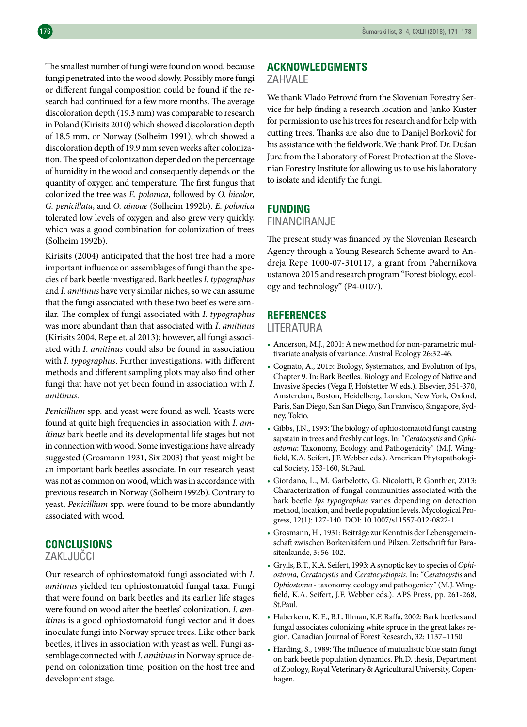The smallest number of fungi were found on wood, because fungi penetrated into the wood slowly. Possibly more fungi or different fungal composition could be found if the research had continued for a few more months. The average discoloration depth (19.3 mm) was comparable to research in Poland (Kirisits 2010) which showed discoloration depth of 18.5 mm, or Norway (Solheim 1991), which showed a discoloration depth of 19.9 mm seven weeks after colonization. The speed of colonization depended on the percentage of humidity in the wood and consequently depends on the quantity of oxygen and temperature. The first fungus that colonized the tree was *E. polonica*, followed by *O. bicolor*, *G. penicillata*, and *O. ainoae* (Solheim 1992b). *E. polonica* tolerated low levels of oxygen and also grew very quickly, which was a good combination for colonization of trees (Solheim 1992b).

Kirisits (2004) anticipated that the host tree had a more important influence on assemblages of fungi than the species of bark beetle investigated. Bark beetles *I. typographus* and *I. amitinus* have very similar niches, so we can assume that the fungi associated with these two beetles were similar. The complex of fungi associated with *I. typographus* was more abundant than that associated with *I. amitinus* (Kirisits 2004, Repe et. al 2013); however, all fungi associated with *I. amitinus* could also be found in association with *I. typographus*. Further investigations, with different methods and different sampling plots may also find other fungi that have not yet been found in association with *I. amitinus*.

*Penicillium* spp. and yeast were found as well. Yeasts were found at quite high frequencies in association with *I. amitinus* bark beetle and its developmental life stages but not in connection with wood. Some investigations have already suggested (Grosmann 1931, Six 2003) that yeast might be an important bark beetles associate. In our research yeast was not as common on wood, which was in accordance with previous research in Norway (Solheim1992b). Contrary to yeast, *Penicillium* spp. were found to be more abundantly associated with wood.

## CONCLUSIONS
## ZAKLJUČCI

Our research of ophiostomatoid fungi associated with *I. amitinus* yielded ten ophiostomatoid fungal taxa. Fungi that were found on bark beetles and its earlier life stages were found on wood after the beetles' colonization. *I. amitinus* is a good ophiostomatoid fungi vector and it does inoculate fungi into Norway spruce trees. Like other bark beetles, it lives in association with yeast as well. Fungi assemblage connected with *I. amitinus* in Norway spruce depend on colonization time, position on the host tree and development stage.

## ACKNOWLEDGMENTS
## ZAHVALE

We thank Vlado Petrovič from the Slovenian Forestry Service for help finding a research location and Janko Kuster for permission to use his trees for research and for help with cutting trees. Thanks are also due to Danijel Borkovič for his assistance with the fieldwork. We thank Prof. Dr. Dušan Jurc from the Laboratory of Forest Protection at the Slovenian Forestry Institute for allowing us to use his laboratory to isolate and identify the fungi.

## FUNDING
## FINANCIRANJE

The present study was financed by the Slovenian Research Agency through a Young Research Scheme award to Andreja Repe 1000-07-310117, a grant from Pahernikova ustanova 2015 and research program "Forest biology, ecology and technology" (P4-0107).

## REFERENCES
## LITERATURA

- Anderson, M.J., 2001: A new method for non-parametric multivariate analysis of variance. Austral Ecology 26:32-46.
- Cognato, A., 2015: Biology, Systematics, and Evolution of Ips, Chapter 9. In: Bark Beetles. Biology and Ecology of Native and Invasive Species (Vega F, Hofstetter W eds.). Elsevier, 351-370, Amsterdam, Boston, Heidelberg, London, New York, Oxford, Paris, San Diego, San San Diego, San Franvisco, Singapore, Sydney, Tokio.
- Gibbs, J.N., 1993: The biology of ophiostomatoid fungi causing sapstain in trees and freshly cut logs. In: *"Ceratocystis* and *Ophiostoma*: Taxonomy, Ecology, and Pathogenicity" (M.J. Wingfield, K.A. Seifert, J.F. Webber eds.). American Phytopathological Society, 153-160, St.Paul.
- Giordano, L., M. Garbelotto, G. Nicolotti, P. Gonthier, 2013: Characterization of fungal communities associated with the bark beetle *Ips typographus* varies depending on detection method, location, and beetle population levels. Mycological Progress, 12(1): 127-140. DOI: 10.1007/s11557-012-0822-1
- Grosmann, H., 1931: Beiträge zur Kenntnis der Lebensgemeinschaft zwischen Borkenkäfern und Pilzen. Zeitschrift fur Parasitenkunde, 3: 56-102.
- Grylls, B.T., K.A. Seifert, 1993: A synoptic key to species of *Ophiostoma*, *Ceratocystis* and *Ceratocystiopsis*. In: *"Ceratocystis* and *Ophiostoma* - taxonomy, ecology and pathogenicy" (M.J. Wingfield, K.A. Seifert, J.F. Webber eds.). APS Press, pp. 261-268, St.Paul.
- Haberkern, K. E., B.L. Illman, K.F. Raffa, 2002: Bark beetles and fungal associates colonizing white spruce in the great lakes region. Canadian Journal of Forest Research, 32: 1137–1150
- Harding, S., 1989: The influence of mutualistic blue stain fungi on bark beetle population dynamics. Ph.D. thesis, Department of Zoology, Royal Veterinary & Agricultural University, Copenhagen.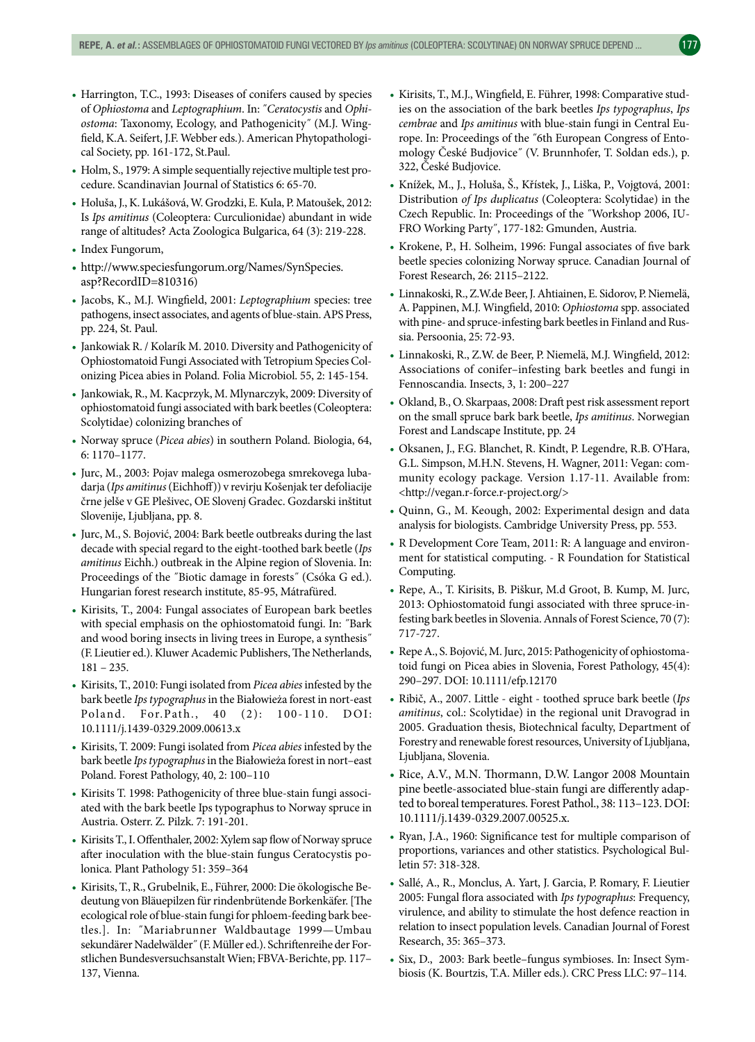- Harrington, T.C., 1993: Diseases of conifers caused by species of *Ophiostoma* and *Leptographium*. In: ˝*Ceratocystis* and *Ophiostoma*: Taxonomy, Ecology, and Pathogenicity˝ (M.J. Wingfield, K.A. Seifert, J.F. Webber eds.). American Phytopathological Society, pp. 161-172, St.Paul.
- Holm, S., 1979: A simple sequentially rejective multiple test procedure. Scandinavian Journal of Statistics 6: 65-70.
- Holuša, J., K. Lukášová, W. Grodzki, E. Kula, P. Matoušek, 2012: Is *Ips amitinus* (Coleoptera: Curculionidae) abundant in wide range of altitudes? Acta Zoologica Bulgarica, 64 (3): 219-228.
- Index Fungorum,
- http://www.speciesfungorum.org/Names/SynSpecies.asp?RecordID=810316)
- Jacobs, K., M.J. Wingfield, 2001: *Leptographium* species: tree pathogens, insect associates, and agents of blue-stain. APS Press, pp. 224, St. Paul.
- Jankowiak R. / Kolarík M. 2010. Diversity and Pathogenicity of Ophiostomatoid Fungi Associated with Tetropium Species Colonizing Picea abies in Poland. Folia Microbiol. 55, 2: 145-154.
- Jankowiak, R., M. Kacprzyk, M. Mlynarczyk, 2009: Diversity of ophiostomatoid fungi associated with bark beetles (Coleoptera: Scolytidae) colonizing branches of
- Norway spruce (*Picea abies*) in southern Poland. Biologia, 64, 6: 1170–1177.
- Jurc, M., 2003: Pojav malega osmerozobega smrekovega lubadarja (*Ips amitinus* (Eichhoff)) v revirju Košenjak ter defoliacije črne jelše v GE Plešivec, OE Slovenj Gradec. Gozdarski inštitut Slovenije, Ljubljana, pp. 8.
- Jurc, M., S. Bojović, 2004: Bark beetle outbreaks during the last decade with special regard to the eight-toothed bark beetle (*Ips amitinus* Eichh.) outbreak in the Alpine region of Slovenia. In: Proceedings of the ˝Biotic damage in forests˝ (Csóka G ed.). Hungarian forest research institute, 85-95, Mátrafüred.
- Kirisits, T., 2004: Fungal associates of European bark beetles with special emphasis on the ophiostomatoid fungi. In: ˝Bark and wood boring insects in living trees in Europe, a synthesis˝ (F. Lieutier ed.). Kluwer Academic Publishers, The Netherlands, 181 – 235.
- Kirisits, T., 2010: Fungi isolated from *Picea abies* infested by the bark beetle *Ips typographus* in the Białowieża forest in nort-east Poland. For.Path., 40 (2): 100-110. DOI: 10.1111/j.1439-0329.2009.00613.x
- Kirisits, T. 2009: Fungi isolated from *Picea abies* infested by the bark beetle *Ips typographus* in the Białowieża forest in nort–east Poland. Forest Pathology, 40, 2: 100–110
- Kirisits T. 1998: Pathogenicity of three blue-stain fungi associated with the bark beetle Ips typographus to Norway spruce in Austria. Osterr. Z. Pilzk. 7: 191-201.
- Kirisits T., I. Offenthaler, 2002: Xylem sap flow of Norway spruce after inoculation with the blue-stain fungus Ceratocystis polonica. Plant Pathology 51: 359–364
- Kirisits, T., R., Grubelnik, E., Führer, 2000: Die ökologische Bedeutung von Bläuepilzen für rindenbrütende Borkenkäfer. [The ecological role of blue-stain fungi for phloem-feeding bark beetles.]. In: ˝Mariabrunner Waldbautage 1999—Umbau sekundärer Nadelwälder˝ (F. Müller ed.). Schriftenreihe der Forstlichen Bundesversuchsanstalt Wien; FBVA-Berichte, pp. 117–137, Vienna.
- Kirisits, T., M.J., Wingfield, E. Führer, 1998: Comparative studies on the association of the bark beetles *Ips typographus*, *Ips cembrae* and *Ips amitinus* with blue-stain fungi in Central Europe. In: Proceedings of the ˝6th European Congress of Entomology České Budjovice˝ (V. Brunnhofer, T. Soldan eds.), p. 322, České Budjovice.
- Knížek, M., J., Holuša, Š., Křístek, J., Liška, P., Vojgtová, 2001: Distribution *of Ips duplicatus* (Coleoptera: Scolytidae) in the Czech Republic. In: Proceedings of the ˝Workshop 2006, IUFRO Working Party˝, 177-182: Gmunden, Austria.
- Krokene, P., H. Solheim, 1996: Fungal associates of five bark beetle species colonizing Norway spruce. Canadian Journal of Forest Research, 26: 2115–2122.
- Linnakoski, R., Z.W.de Beer, J. Ahtiainen, E. Sidorov, P. Niemelä, A. Pappinen, M.J. Wingfield, 2010: *Ophiostoma* spp. associated with pine- and spruce-infesting bark beetles in Finland and Russia. Persoonia, 25: 72-93.
- Linnakoski, R., Z.W. de Beer, P. Niemelä, M.J. Wingfield, 2012: Associations of conifer–infesting bark beetles and fungi in Fennoscandia. Insects, 3, 1: 200–227
- Okland, B., O. Skarpaas, 2008: Draft pest risk assessment report on the small spruce bark bark beetle, *Ips amitinus*. Norwegian Forest and Landscape Institute, pp. 24
- Oksanen, J., F.G. Blanchet, R. Kindt, P. Legendre, R.B. O'Hara, G.L. Simpson, M.H.N. Stevens, H. Wagner, 2011: Vegan: community ecology package. Version 1.17-11. Available from: <http://vegan.r-force.r-project.org/>
- Quinn, G., M. Keough, 2002: Experimental design and data analysis for biologists. Cambridge University Press, pp. 553.
- R Development Core Team, 2011: R: A language and environment for statistical computing. - R Foundation for Statistical Computing.
- Repe, A., T. Kirisits, B. Piškur, M.d Groot, B. Kump, M. Jurc, 2013: Ophiostomatoid fungi associated with three spruce-infesting bark beetles in Slovenia. Annals of Forest Science, 70 (7): 717-727.
- Repe A., S. Bojović, M. Jurc, 2015: Pathogenicity of ophiostomatoid fungi on Picea abies in Slovenia, Forest Pathology, 45(4): 290–297. DOI: 10.1111/efp.12170
- Ribič, A., 2007. Little - eight - toothed spruce bark beetle (*Ips amitinus*, col.: Scolytidae) in the regional unit Dravograd in 2005. Graduation thesis, Biotechnical faculty, Department of Forestry and renewable forest resources, University of Ljubljana, Ljubljana, Slovenia.
- Rice, A.V., M.N. Thormann, D.W. Langor 2008 Mountain pine beetle-associated blue-stain fungi are differently adapted to boreal temperatures. Forest Pathol., 38: 113–123. DOI: 10.1111/j.1439-0329.2007.00525.x.
- Ryan, J.A., 1960: Significance test for multiple comparison of proportions, variances and other statistics. Psychological Bulletin 57: 318-328.
- Sallé, A., R., Monclus, A. Yart, J. Garcia, P. Romary, F. Lieutier 2005: Fungal flora associated with *Ips typographus*: Frequency, virulence, and ability to stimulate the host defence reaction in relation to insect population levels. Canadian Journal of Forest Research, 35: 365–373.
- Six, D., 2003: Bark beetle–fungus symbioses. In: Insect Symbiosis (K. Bourtzis, T.A. Miller eds.). CRC Press LLC: 97–114.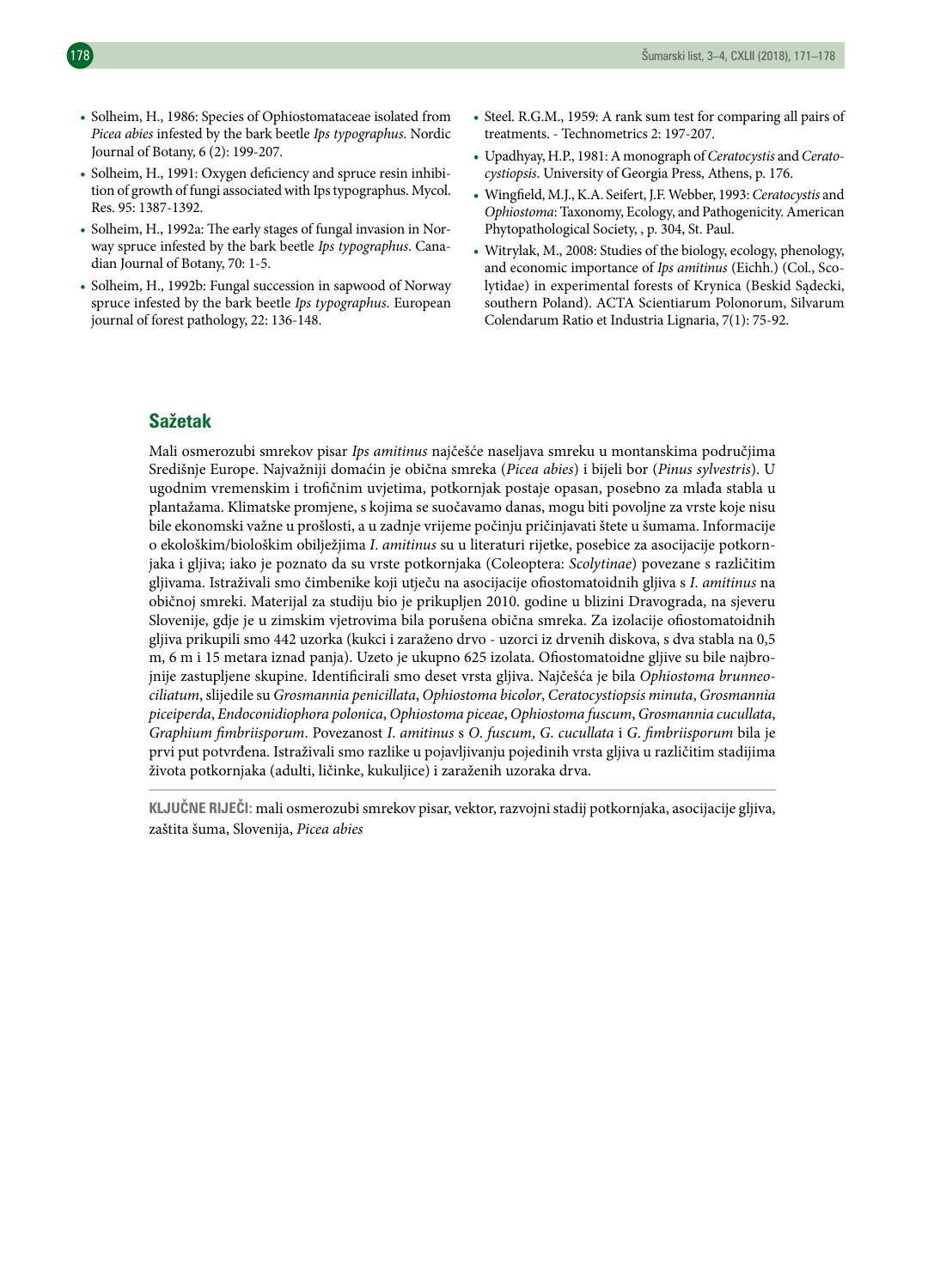- Solheim, H., 1986: Species of Ophiostomataceae isolated from *Picea abies* infested by the bark beetle *Ips typographus*. Nordic Journal of Botany, 6 (2): 199-207.
- Solheim, H., 1991: Oxygen deficiency and spruce resin inhibition of growth of fungi associated with Ips typographus. Mycol. Res. 95: 1387-1392.
- Solheim, H., 1992a: The early stages of fungal invasion in Norway spruce infested by the bark beetle *Ips typographus*. Canadian Journal of Botany, 70: 1-5.
- Solheim, H., 1992b: Fungal succession in sapwood of Norway spruce infested by the bark beetle *Ips typographus*. European journal of forest pathology, 22: 136-148.
- Steel. R.G.M., 1959: A rank sum test for comparing all pairs of treatments. - Technometrics 2: 197-207.
- Upadhyay, H.P., 1981: A monograph of *Ceratocystis* and *Ceratocystiopsis*. University of Georgia Press, Athens, p. 176.
- Wingfield, M.J., K.A. Seifert, J.F. Webber, 1993: *Ceratocystis* and *Ophiostoma*: Taxonomy, Ecology, and Pathogenicity. American Phytopathological Society, , p. 304, St. Paul.
- Witrylak, M., 2008: Studies of the biology, ecology, phenology, and economic importance of *Ips amitinus* (Eichh.) (Col., Scolytidae) in experimental forests of Krynica (Beskid Sądecki, southern Poland). ACTA Scientiarum Polonorum, Silvarum Colendarum Ratio et Industria Lignaria, 7(1): 75-92.

## Sažetak

Mali osmerozubi smrekov pisar *Ips amitinus* najčešće naseljava smreku u montanskima područjima Središnje Europe. Najvažniji domaćin je obična smreka (*Picea abies*) i bijeli bor (*Pinus sylvestris*). U ugodnim vremenskim i trofičnim uvjetima, potkornjak postaje opasan, posebno za mlađa stabla u plantažama. Klimatske promjene, s kojima se suočavamo danas, mogu biti povoljne za vrste koje nisu bile ekonomski važne u prošlosti, a u zadnje vrijeme počinju pričinjavati štete u šumama. Informacije o ekološkim/biološkim obilježjima *I. amitinus* su u literaturi rijetke, posebice za asocijacije potkornjaka i gljiva; iako je poznato da su vrste potkornjaka (Coleoptera: *Scolytinae*) povezane s različitim gljivama. Istraživali smo čimbenike koji utječu na asocijacije ofiostomatoidnih gljiva s *I. amitinus* na običnoj smreki. Materijal za studiju bio je prikupljen 2010. godine u blizini Dravograda, na sjeveru Slovenije, gdje je u zimskim vjetrovima bila porušena obična smreka. Za izolacije ofiostomatoidnih gljiva prikupili smo 442 uzorka (kukci i zaraženo drvo - uzorci iz drvenih diskova, s dva stabla na 0,5 m, 6 m i 15 metara iznad panja). Uzeto je ukupno 625 izolata. Ofiostomatoidne gljive su bile najbrojnije zastupljene skupine. Identificirali smo deset vrsta gljiva. Najčešća je bila *Ophiostoma brunneociliatum*, slijedile su *Grosmannia penicillata*, *Ophiostoma bicolor*, *Ceratocystiopsis minuta*, *Grosmannia piceiperda*, *Endoconidiophora polonica*, *Ophiostoma piceae*, *Ophiostoma fuscum*, *Grosmannia cucullata*, *Graphium fimbriisporum*. Povezanost *I. amitinus* s *O. fuscum*, *G. cucullata* i *G. fimbriisporum* bila je prvi put potvrđena. Istraživali smo razlike u pojavljivanju pojedinih vrsta gljiva u različitim stadijima života potkornjaka (adulti, ličinke, kukuljice) i zaraženih uzoraka drva.

**KLJUČNE RIJEČI**: mali osmerozubi smrekov pisar, vektor, razvojni stadij potkornjaka, asocijacije gljiva, zaštita šuma, Slovenija, *Picea abies*